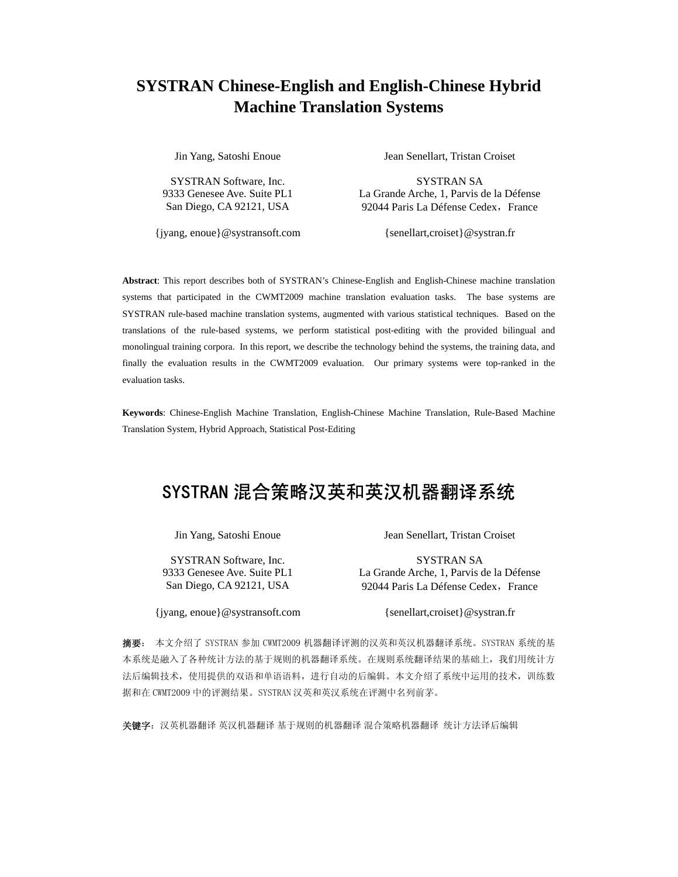# SYSTRAN Chinese-English and English-Chinese Hybrid Machine Translation Systems

Jin Yang, Satoshi Enoue

SYSTRAN Software, Inc.
9333 Genesee Ave. Suite PL1
San Diego, CA 92121, USA

{jyang, enoue}@systransoft.com

Jean Senellart, Tristan Croiset

SYSTRAN SA
La Grande Arche, 1, Parvis de la Défense
92044 Paris La Défense Cedex，France

{senellart,croiset}@systran.fr

**Abstract**: This report describes both of SYSTRAN's Chinese-English and English-Chinese machine translation systems that participated in the CWMT2009 machine translation evaluation tasks. The base systems are SYSTRAN rule-based machine translation systems, augmented with various statistical techniques. Based on the translations of the rule-based systems, we perform statistical post-editing with the provided bilingual and monolingual training corpora. In this report, we describe the technology behind the systems, the training data, and finally the evaluation results in the CWMT2009 evaluation. Our primary systems were top-ranked in the evaluation tasks.

**Keywords**: Chinese-English Machine Translation, English-Chinese Machine Translation, Rule-Based Machine Translation System, Hybrid Approach, Statistical Post-Editing

# SYSTRAN 混合策略汉英和英汉机器翻译系统

Jin Yang, Satoshi Enoue

SYSTRAN Software, Inc.
9333 Genesee Ave. Suite PL1
San Diego, CA 92121, USA

{jyang, enoue}@systransoft.com

Jean Senellart, Tristan Croiset

SYSTRAN SA
La Grande Arche, 1, Parvis de la Défense
92044 Paris La Défense Cedex，France

{senellart,croiset}@systran.fr

**摘要：** 本文介绍了 SYSTRAN 参加 CWMT2009 机器翻译评测的汉英和英汉机器翻译系统。SYSTRAN 系统的基本系统是融入了各种统计方法的基于规则的机器翻译系统。在规则系统翻译结果的基础上，我们用统计方法后编辑技术，使用提供的双语和单语语料，进行自动的后编辑。本文介绍了系统中运用的技术，训练数据和在 CWMT2009 中的评测结果。SYSTRAN 汉英和英汉系统在评测中名列前茅。

**关键字：**汉英机器翻译 英汉机器翻译 基于规则的机器翻译 混合策略机器翻译 统计方法译后编辑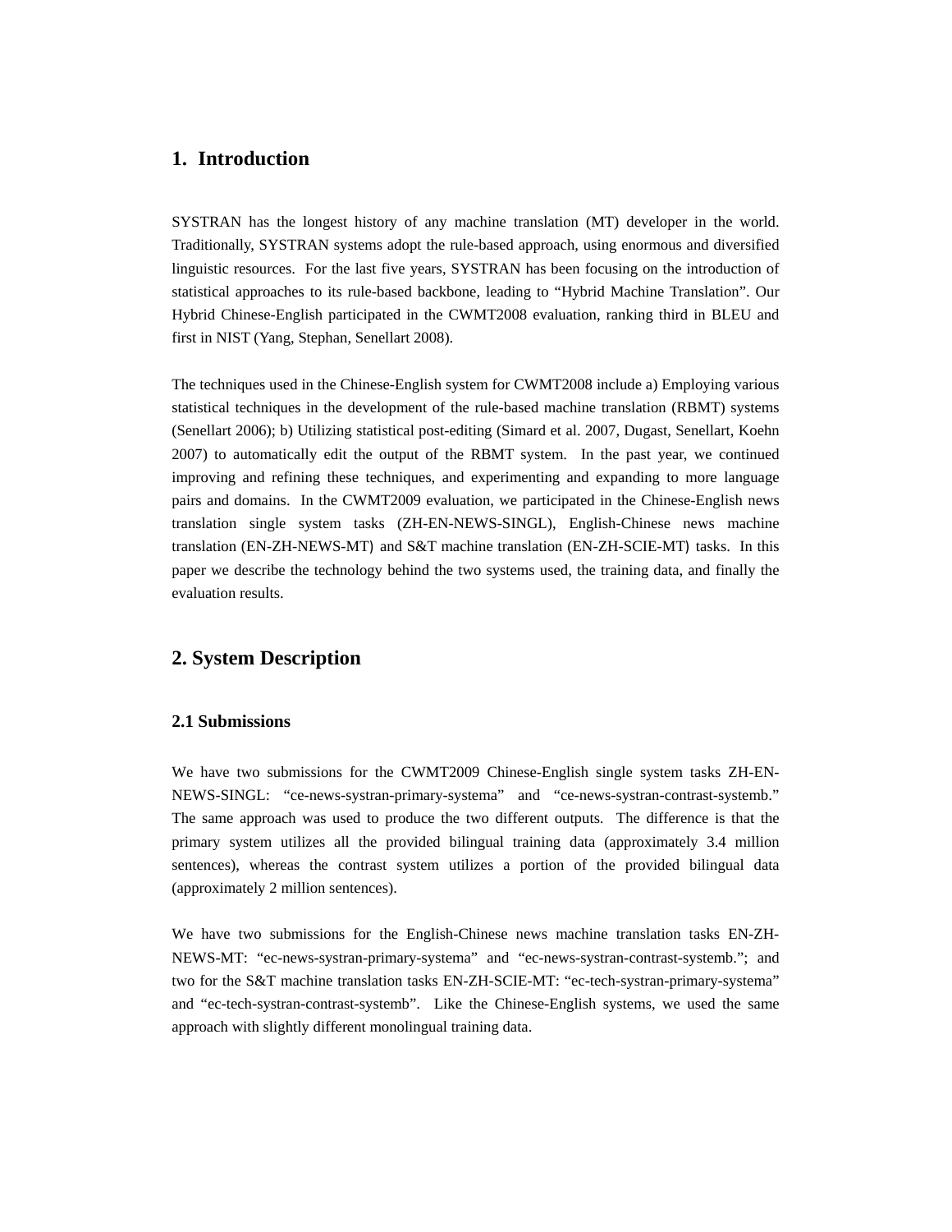# 1. Introduction

SYSTRAN has the longest history of any machine translation (MT) developer in the world. Traditionally, SYSTRAN systems adopt the rule-based approach, using enormous and diversified linguistic resources. For the last five years, SYSTRAN has been focusing on the introduction of statistical approaches to its rule-based backbone, leading to "Hybrid Machine Translation". Our Hybrid Chinese-English participated in the CWMT2008 evaluation, ranking third in BLEU and first in NIST (Yang, Stephan, Senellart 2008).

The techniques used in the Chinese-English system for CWMT2008 include a) Employing various statistical techniques in the development of the rule-based machine translation (RBMT) systems (Senellart 2006); b) Utilizing statistical post-editing (Simard et al. 2007, Dugast, Senellart, Koehn 2007) to automatically edit the output of the RBMT system. In the past year, we continued improving and refining these techniques, and experimenting and expanding to more language pairs and domains. In the CWMT2009 evaluation, we participated in the Chinese-English news translation single system tasks (ZH-EN-NEWS-SINGL), English-Chinese news machine translation (EN-ZH-NEWS-MT) and S&T machine translation (EN-ZH-SCIE-MT) tasks. In this paper we describe the technology behind the two systems used, the training data, and finally the evaluation results.

# 2. System Description

## 2.1 Submissions

We have two submissions for the CWMT2009 Chinese-English single system tasks ZH-EN-NEWS-SINGL: "ce-news-systran-primary-systema" and "ce-news-systran-contrast-systemb." The same approach was used to produce the two different outputs. The difference is that the primary system utilizes all the provided bilingual training data (approximately 3.4 million sentences), whereas the contrast system utilizes a portion of the provided bilingual data (approximately 2 million sentences).

We have two submissions for the English-Chinese news machine translation tasks EN-ZH-NEWS-MT: "ec-news-systran-primary-systema" and "ec-news-systran-contrast-systemb."; and two for the S&T machine translation tasks EN-ZH-SCIE-MT: "ec-tech-systran-primary-systema" and "ec-tech-systran-contrast-systemb". Like the Chinese-English systems, we used the same approach with slightly different monolingual training data.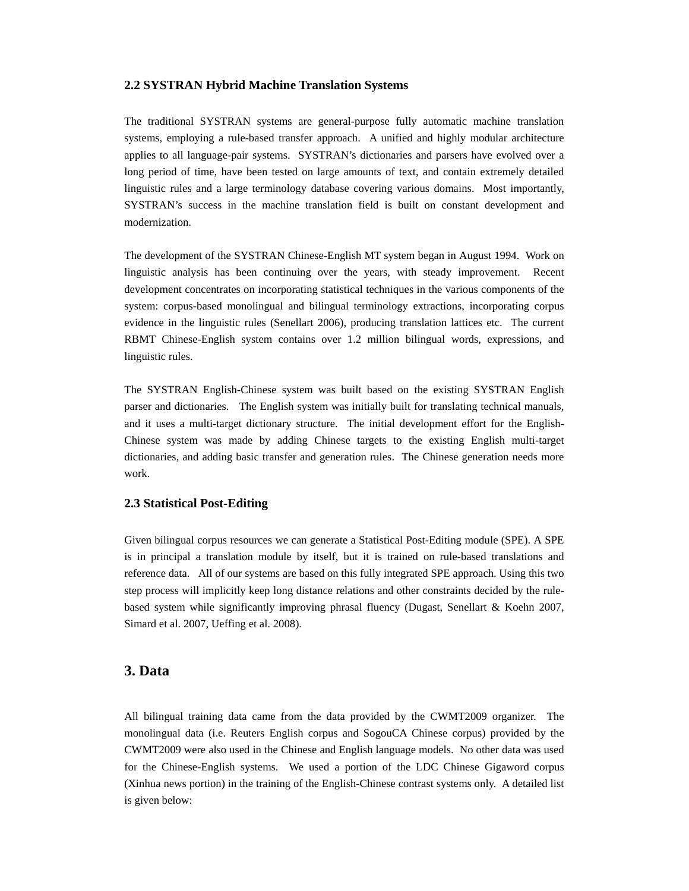### 2.2 SYSTRAN Hybrid Machine Translation Systems

The traditional SYSTRAN systems are general-purpose fully automatic machine translation systems, employing a rule-based transfer approach. A unified and highly modular architecture applies to all language-pair systems. SYSTRAN's dictionaries and parsers have evolved over a long period of time, have been tested on large amounts of text, and contain extremely detailed linguistic rules and a large terminology database covering various domains. Most importantly, SYSTRAN's success in the machine translation field is built on constant development and modernization.

The development of the SYSTRAN Chinese-English MT system began in August 1994. Work on linguistic analysis has been continuing over the years, with steady improvement. Recent development concentrates on incorporating statistical techniques in the various components of the system: corpus-based monolingual and bilingual terminology extractions, incorporating corpus evidence in the linguistic rules (Senellart 2006), producing translation lattices etc. The current RBMT Chinese-English system contains over 1.2 million bilingual words, expressions, and linguistic rules.

The SYSTRAN English-Chinese system was built based on the existing SYSTRAN English parser and dictionaries. The English system was initially built for translating technical manuals, and it uses a multi-target dictionary structure. The initial development effort for the English-Chinese system was made by adding Chinese targets to the existing English multi-target dictionaries, and adding basic transfer and generation rules. The Chinese generation needs more work.

### 2.3 Statistical Post-Editing

Given bilingual corpus resources we can generate a Statistical Post-Editing module (SPE). A SPE is in principal a translation module by itself, but it is trained on rule-based translations and reference data. All of our systems are based on this fully integrated SPE approach. Using this two step process will implicitly keep long distance relations and other constraints decided by the rule-based system while significantly improving phrasal fluency (Dugast, Senellart & Koehn 2007, Simard et al. 2007, Ueffing et al. 2008).

## 3. Data

All bilingual training data came from the data provided by the CWMT2009 organizer. The monolingual data (i.e. Reuters English corpus and SogouCA Chinese corpus) provided by the CWMT2009 were also used in the Chinese and English language models. No other data was used for the Chinese-English systems. We used a portion of the LDC Chinese Gigaword corpus (Xinhua news portion) in the training of the English-Chinese contrast systems only. A detailed list is given below: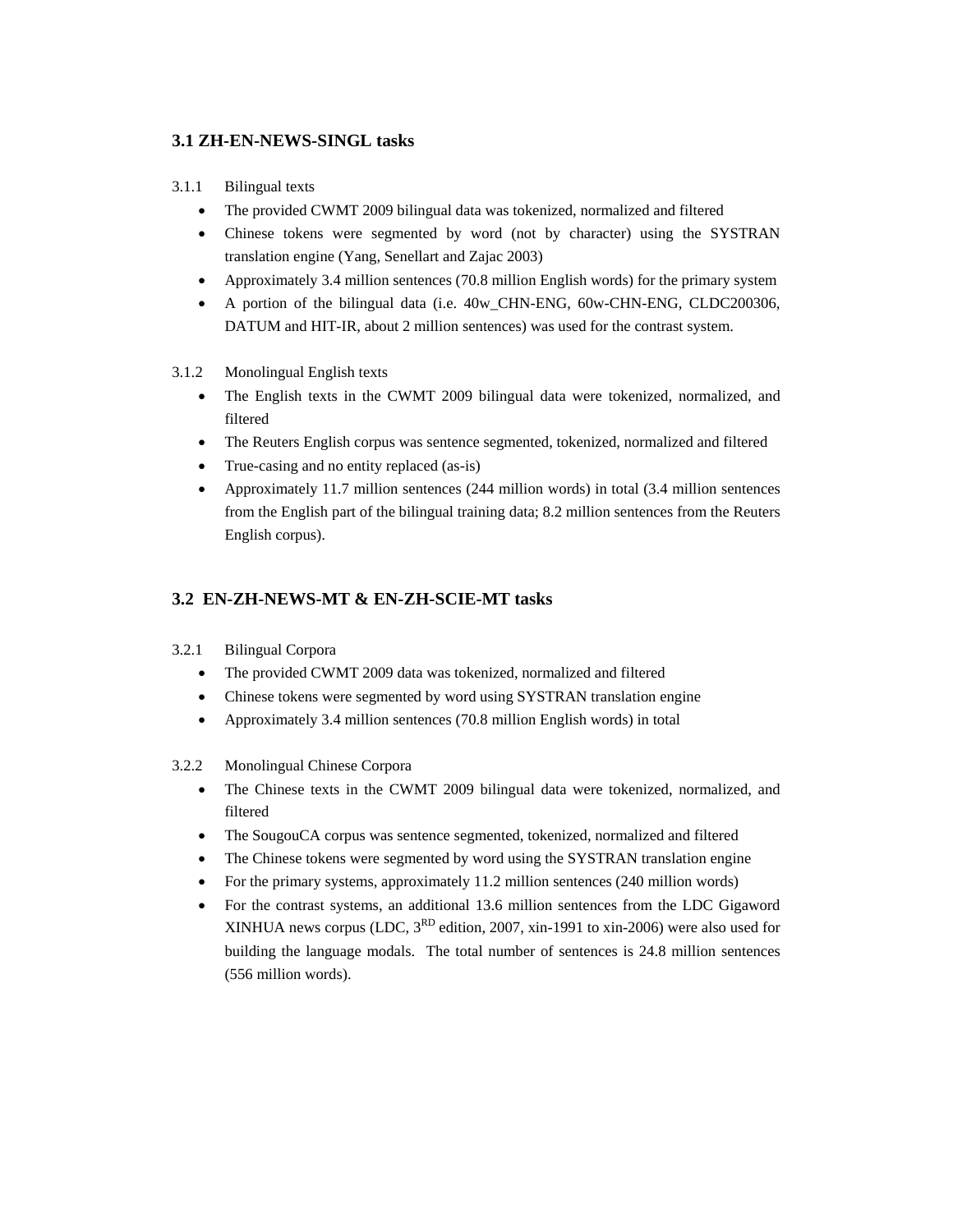### 3.1 ZH-EN-NEWS-SINGL tasks

3.1.1 Bilingual texts

- The provided CWMT 2009 bilingual data was tokenized, normalized and filtered
- Chinese tokens were segmented by word (not by character) using the SYSTRAN translation engine (Yang, Senellart and Zajac 2003)
- Approximately 3.4 million sentences (70.8 million English words) for the primary system
- A portion of the bilingual data (i.e. 40w_CHN-ENG, 60w-CHN-ENG, CLDC200306, DATUM and HIT-IR, about 2 million sentences) was used for the contrast system.

3.1.2 Monolingual English texts

- The English texts in the CWMT 2009 bilingual data were tokenized, normalized, and filtered
- The Reuters English corpus was sentence segmented, tokenized, normalized and filtered
- True-casing and no entity replaced (as-is)
- Approximately 11.7 million sentences (244 million words) in total (3.4 million sentences from the English part of the bilingual training data; 8.2 million sentences from the Reuters English corpus).

### 3.2 EN-ZH-NEWS-MT & EN-ZH-SCIE-MT tasks

3.2.1 Bilingual Corpora

- The provided CWMT 2009 data was tokenized, normalized and filtered
- Chinese tokens were segmented by word using SYSTRAN translation engine
- Approximately 3.4 million sentences (70.8 million English words) in total

3.2.2 Monolingual Chinese Corpora

- The Chinese texts in the CWMT 2009 bilingual data were tokenized, normalized, and filtered
- The SougouCA corpus was sentence segmented, tokenized, normalized and filtered
- The Chinese tokens were segmented by word using the SYSTRAN translation engine
- For the primary systems, approximately 11.2 million sentences (240 million words)
- For the contrast systems, an additional 13.6 million sentences from the LDC Gigaword XINHUA news corpus (LDC, 3RD edition, 2007, xin-1991 to xin-2006) were also used for building the language modals. The total number of sentences is 24.8 million sentences (556 million words).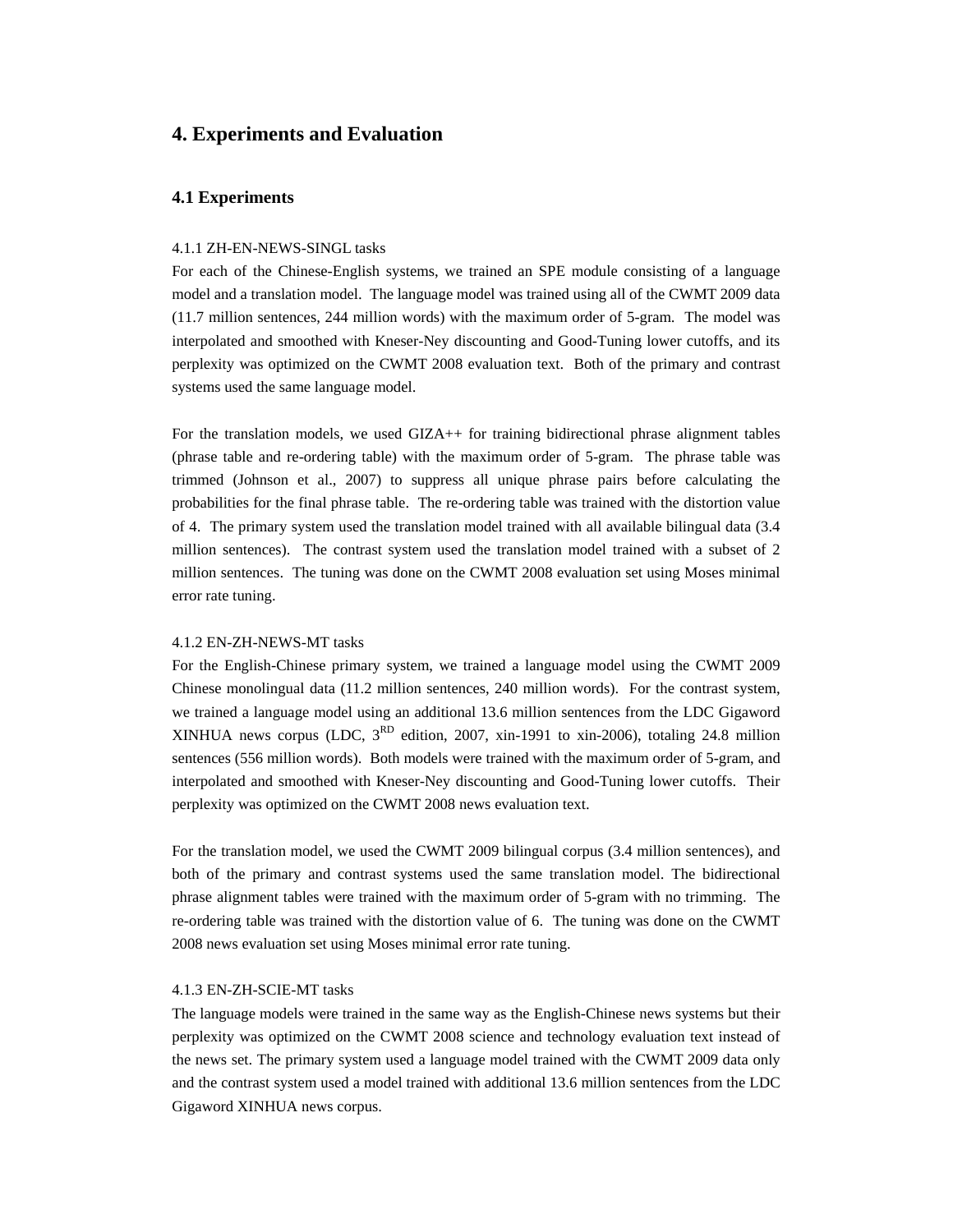## 4. Experiments and Evaluation

### 4.1 Experiments

4.1.1 ZH-EN-NEWS-SINGL tasks

For each of the Chinese-English systems, we trained an SPE module consisting of a language model and a translation model. The language model was trained using all of the CWMT 2009 data (11.7 million sentences, 244 million words) with the maximum order of 5-gram. The model was interpolated and smoothed with Kneser-Ney discounting and Good-Tuning lower cutoffs, and its perplexity was optimized on the CWMT 2008 evaluation text. Both of the primary and contrast systems used the same language model.

For the translation models, we used GIZA++ for training bidirectional phrase alignment tables (phrase table and re-ordering table) with the maximum order of 5-gram. The phrase table was trimmed (Johnson et al., 2007) to suppress all unique phrase pairs before calculating the probabilities for the final phrase table. The re-ordering table was trained with the distortion value of 4. The primary system used the translation model trained with all available bilingual data (3.4 million sentences). The contrast system used the translation model trained with a subset of 2 million sentences. The tuning was done on the CWMT 2008 evaluation set using Moses minimal error rate tuning.

4.1.2 EN-ZH-NEWS-MT tasks

For the English-Chinese primary system, we trained a language model using the CWMT 2009 Chinese monolingual data (11.2 million sentences, 240 million words). For the contrast system, we trained a language model using an additional 13.6 million sentences from the LDC Gigaword XINHUA news corpus (LDC, 3[RD] edition, 2007, xin-1991 to xin-2006), totaling 24.8 million sentences (556 million words). Both models were trained with the maximum order of 5-gram, and interpolated and smoothed with Kneser-Ney discounting and Good-Tuning lower cutoffs. Their perplexity was optimized on the CWMT 2008 news evaluation text.

For the translation model, we used the CWMT 2009 bilingual corpus (3.4 million sentences), and both of the primary and contrast systems used the same translation model. The bidirectional phrase alignment tables were trained with the maximum order of 5-gram with no trimming. The re-ordering table was trained with the distortion value of 6. The tuning was done on the CWMT 2008 news evaluation set using Moses minimal error rate tuning.

4.1.3 EN-ZH-SCIE-MT tasks

The language models were trained in the same way as the English-Chinese news systems but their perplexity was optimized on the CWMT 2008 science and technology evaluation text instead of the news set. The primary system used a language model trained with the CWMT 2009 data only and the contrast system used a model trained with additional 13.6 million sentences from the LDC Gigaword XINHUA news corpus.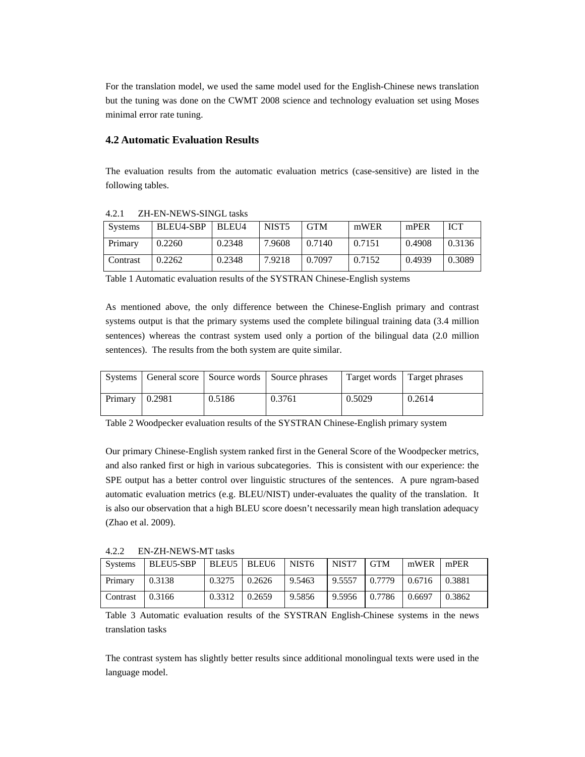For the translation model, we used the same model used for the English-Chinese news translation but the tuning was done on the CWMT 2008 science and technology evaluation set using Moses minimal error rate tuning.

## 4.2 Automatic Evaluation Results

The evaluation results from the automatic evaluation metrics (case-sensitive) are listed in the following tables.

### 4.2.1 ZH-EN-NEWS-SINGL tasks

| Systems | BLEU4-SBP | BLEU4 | NIST5 | GTM | mWER | mPER | ICT |
|---|---|---|---|---|---|---|---|
| Primary | 0.2260 | 0.2348 | 7.9608 | 0.7140 | 0.7151 | 0.4908 | 0.3136 |
| Contrast | 0.2262 | 0.2348 | 7.9218 | 0.7097 | 0.7152 | 0.4939 | 0.3089 |

Table 1 Automatic evaluation results of the SYSTRAN Chinese-English systems

As mentioned above, the only difference between the Chinese-English primary and contrast systems output is that the primary systems used the complete bilingual training data (3.4 million sentences) whereas the contrast system used only a portion of the bilingual data (2.0 million sentences). The results from the both system are quite similar.

| Systems | General score | Source words | Source phrases | Target words | Target phrases |
|---|---|---|---|---|---|
| Primary | 0.2981 | 0.5186 | 0.3761 | 0.5029 | 0.2614 |

Table 2 Woodpecker evaluation results of the SYSTRAN Chinese-English primary system

Our primary Chinese-English system ranked first in the General Score of the Woodpecker metrics, and also ranked first or high in various subcategories. This is consistent with our experience: the SPE output has a better control over linguistic structures of the sentences. A pure ngram-based automatic evaluation metrics (e.g. BLEU/NIST) under-evaluates the quality of the translation. It is also our observation that a high BLEU score doesn't necessarily mean high translation adequacy (Zhao et al. 2009).

### 4.2.2 EN-ZH-NEWS-MT tasks

| Systems | BLEU5-SBP | BLEU5 | BLEU6 | NIST6 | NIST7 | GTM | mWER | mPER |
|---|---|---|---|---|---|---|---|---|
| Primary | 0.3138 | 0.3275 | 0.2626 | 9.5463 | 9.5557 | 0.7779 | 0.6716 | 0.3881 |
| Contrast | 0.3166 | 0.3312 | 0.2659 | 9.5856 | 9.5956 | 0.7786 | 0.6697 | 0.3862 |

Table 3 Automatic evaluation results of the SYSTRAN English-Chinese systems in the news translation tasks

The contrast system has slightly better results since additional monolingual texts were used in the language model.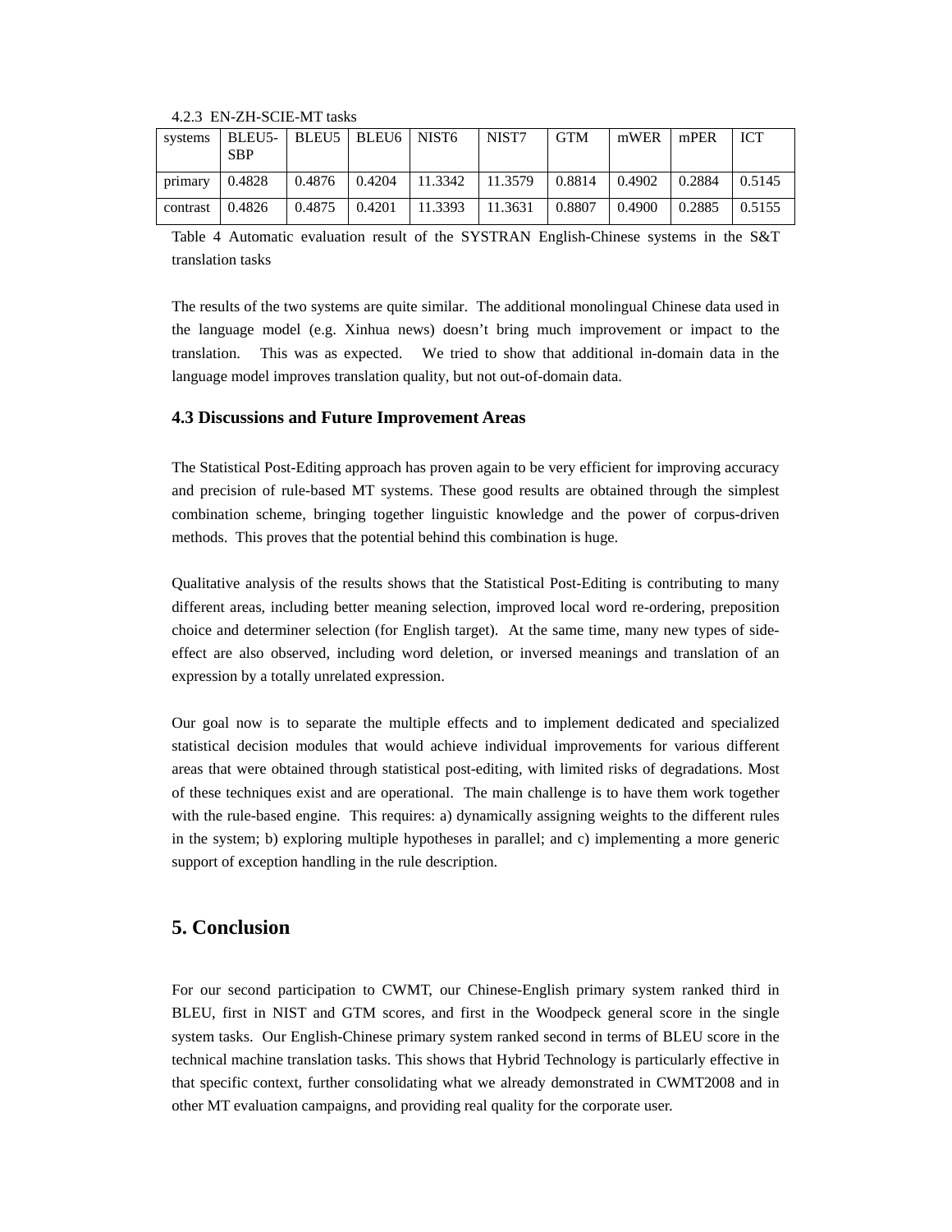4.2.3 EN-ZH-SCIE-MT tasks

| systems | BLEU5-SBP | BLEU5 | BLEU6 | NIST6 | NIST7 | GTM | mWER | mPER | ICT |
|---|---|---|---|---|---|---|---|---|---|
| primary | 0.4828 | 0.4876 | 0.4204 | 11.3342 | 11.3579 | 0.8814 | 0.4902 | 0.2884 | 0.5145 |
| contrast | 0.4826 | 0.4875 | 0.4201 | 11.3393 | 11.3631 | 0.8807 | 0.4900 | 0.2885 | 0.5155 |

Table 4 Automatic evaluation result of the SYSTRAN English-Chinese systems in the S&T translation tasks

The results of the two systems are quite similar. The additional monolingual Chinese data used in the language model (e.g. Xinhua news) doesn't bring much improvement or impact to the translation. This was as expected. We tried to show that additional in-domain data in the language model improves translation quality, but not out-of-domain data.

### 4.3 Discussions and Future Improvement Areas

The Statistical Post-Editing approach has proven again to be very efficient for improving accuracy and precision of rule-based MT systems. These good results are obtained through the simplest combination scheme, bringing together linguistic knowledge and the power of corpus-driven methods. This proves that the potential behind this combination is huge.

Qualitative analysis of the results shows that the Statistical Post-Editing is contributing to many different areas, including better meaning selection, improved local word re-ordering, preposition choice and determiner selection (for English target). At the same time, many new types of side-effect are also observed, including word deletion, or inversed meanings and translation of an expression by a totally unrelated expression.

Our goal now is to separate the multiple effects and to implement dedicated and specialized statistical decision modules that would achieve individual improvements for various different areas that were obtained through statistical post-editing, with limited risks of degradations. Most of these techniques exist and are operational. The main challenge is to have them work together with the rule-based engine. This requires: a) dynamically assigning weights to the different rules in the system; b) exploring multiple hypotheses in parallel; and c) implementing a more generic support of exception handling in the rule description.

## 5. Conclusion

For our second participation to CWMT, our Chinese-English primary system ranked third in BLEU, first in NIST and GTM scores, and first in the Woodpeck general score in the single system tasks. Our English-Chinese primary system ranked second in terms of BLEU score in the technical machine translation tasks. This shows that Hybrid Technology is particularly effective in that specific context, further consolidating what we already demonstrated in CWMT2008 and in other MT evaluation campaigns, and providing real quality for the corporate user.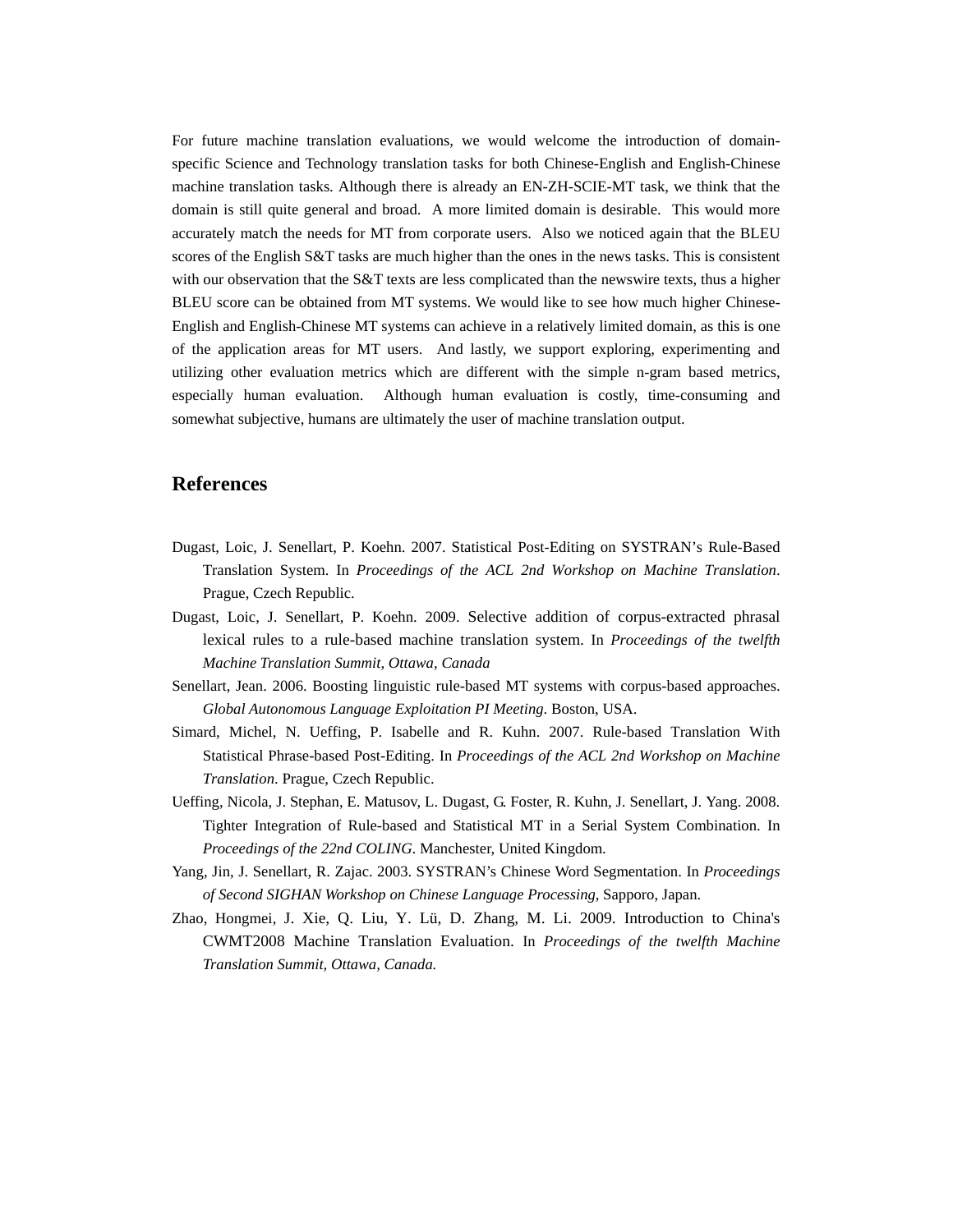For future machine translation evaluations, we would welcome the introduction of domain-specific Science and Technology translation tasks for both Chinese-English and English-Chinese machine translation tasks. Although there is already an EN-ZH-SCIE-MT task, we think that the domain is still quite general and broad. A more limited domain is desirable. This would more accurately match the needs for MT from corporate users. Also we noticed again that the BLEU scores of the English S&T tasks are much higher than the ones in the news tasks. This is consistent with our observation that the S&T texts are less complicated than the newswire texts, thus a higher BLEU score can be obtained from MT systems. We would like to see how much higher Chinese-English and English-Chinese MT systems can achieve in a relatively limited domain, as this is one of the application areas for MT users. And lastly, we support exploring, experimenting and utilizing other evaluation metrics which are different with the simple n-gram based metrics, especially human evaluation. Although human evaluation is costly, time-consuming and somewhat subjective, humans are ultimately the user of machine translation output.

## References

Dugast, Loic, J. Senellart, P. Koehn. 2007. Statistical Post-Editing on SYSTRAN's Rule-Based Translation System. In *Proceedings of the ACL 2nd Workshop on Machine Translation*. Prague, Czech Republic.

Dugast, Loic, J. Senellart, P. Koehn. 2009. Selective addition of corpus-extracted phrasal lexical rules to a rule-based machine translation system. In *Proceedings of the twelfth Machine Translation Summit, Ottawa, Canada*

Senellart, Jean. 2006. Boosting linguistic rule-based MT systems with corpus-based approaches. *Global Autonomous Language Exploitation PI Meeting*. Boston, USA.

Simard, Michel, N. Ueffing, P. Isabelle and R. Kuhn. 2007. Rule-based Translation With Statistical Phrase-based Post-Editing. In *Proceedings of the ACL 2nd Workshop on Machine Translation*. Prague, Czech Republic.

Ueffing, Nicola, J. Stephan, E. Matusov, L. Dugast, G. Foster, R. Kuhn, J. Senellart, J. Yang. 2008. Tighter Integration of Rule-based and Statistical MT in a Serial System Combination. In *Proceedings of the 22nd COLING*. Manchester, United Kingdom.

Yang, Jin, J. Senellart, R. Zajac. 2003. SYSTRAN's Chinese Word Segmentation. In *Proceedings of Second SIGHAN Workshop on Chinese Language Processing*, Sapporo, Japan.

Zhao, Hongmei, J. Xie, Q. Liu, Y. Lü, D. Zhang, M. Li. 2009. Introduction to China's CWMT2008 Machine Translation Evaluation. In *Proceedings of the twelfth Machine Translation Summit, Ottawa, Canada.*